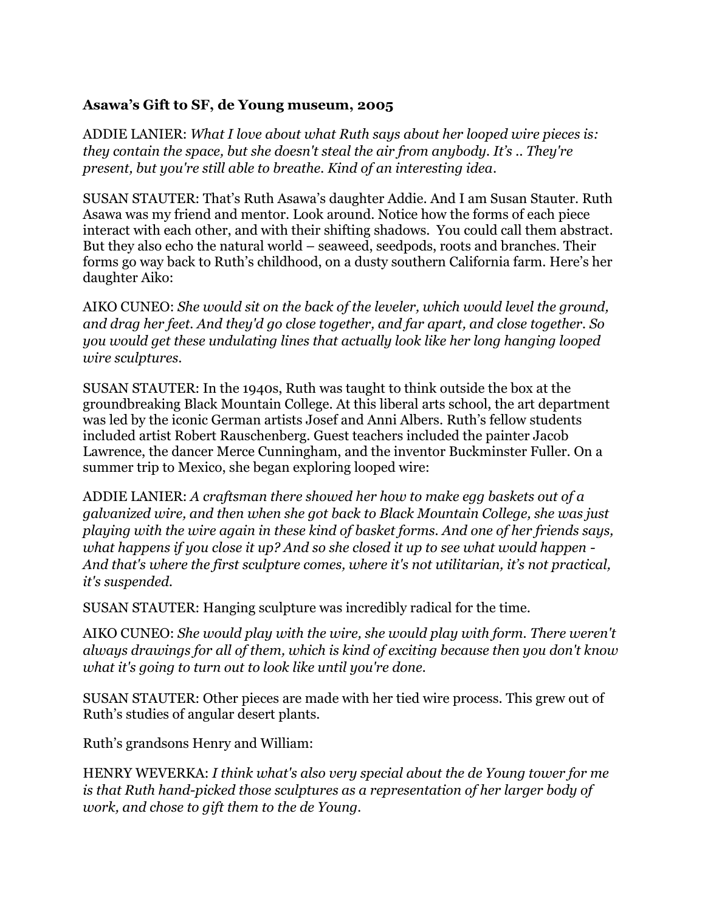**Asawa's Gift to SF, de Young museum, 2005**

ADDIE LANIER: *What I love about what Ruth says about her looped wire pieces is: they contain the space, but she doesn't steal the air from anybody. It's .. They're present, but you're still able to breathe. Kind of an interesting idea.*

SUSAN STAUTER: That's Ruth Asawa's daughter Addie. And I am Susan Stauter. Ruth Asawa was my friend and mentor. Look around. Notice how the forms of each piece interact with each other, and with their shifting shadows. You could call them abstract. But they also echo the natural world – seaweed, seedpods, roots and branches. Their forms go way back to Ruth's childhood, on a dusty southern California farm. Here's her daughter Aiko:

AIKO CUNEO: *She would sit on the back of the leveler, which would level the ground, and drag her feet. And they'd go close together, and far apart, and close together. So you would get these undulating lines that actually look like her long hanging looped wire sculptures.*

SUSAN STAUTER: In the 1940s, Ruth was taught to think outside the box at the groundbreaking Black Mountain College. At this liberal arts school, the art department was led by the iconic German artists Josef and Anni Albers. Ruth's fellow students included artist Robert Rauschenberg. Guest teachers included the painter Jacob Lawrence, the dancer Merce Cunningham, and the inventor Buckminster Fuller. On a summer trip to Mexico, she began exploring looped wire:

ADDIE LANIER: *A craftsman there showed her how to make egg baskets out of a galvanized wire, and then when she got back to Black Mountain College, she was just playing with the wire again in these kind of basket forms. And one of her friends says, what happens if you close it up? And so she closed it up to see what would happen - And that's where the first sculpture comes, where it's not utilitarian, it's not practical, it's suspended.*

SUSAN STAUTER: Hanging sculpture was incredibly radical for the time.

AIKO CUNEO: *She would play with the wire, she would play with form. There weren't always drawings for all of them, which is kind of exciting because then you don't know what it's going to turn out to look like until you're done.*

SUSAN STAUTER: Other pieces are made with her tied wire process. This grew out of Ruth's studies of angular desert plants.

Ruth's grandsons Henry and William:

HENRY WEVERKA: *I think what's also very special about the de Young tower for me is that Ruth hand-picked those sculptures as a representation of her larger body of work, and chose to gift them to the de Young.*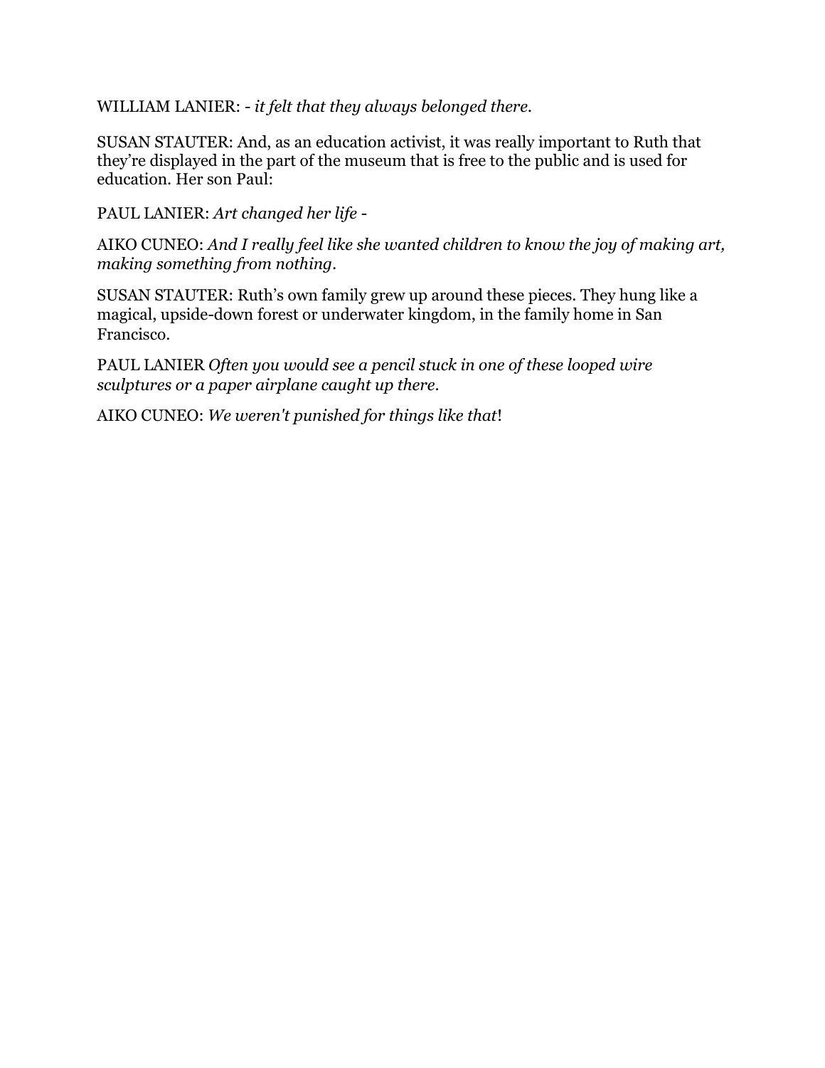WILLIAM LANIER: - *it felt that they always belonged there*.

SUSAN STAUTER: And, as an education activist, it was really important to Ruth that they're displayed in the part of the museum that is free to the public and is used for education. Her son Paul:

PAUL LANIER: *Art changed her life* -

AIKO CUNEO: *And I really feel like she wanted children to know the joy of making art, making something from nothing*.

SUSAN STAUTER: Ruth's own family grew up around these pieces. They hung like a magical, upside-down forest or underwater kingdom, in the family home in San Francisco.

PAUL LANIER *Often you would see a pencil stuck in one of these looped wire sculptures or a paper airplane caught up there*.

AIKO CUNEO: *We weren't punished for things like that*!